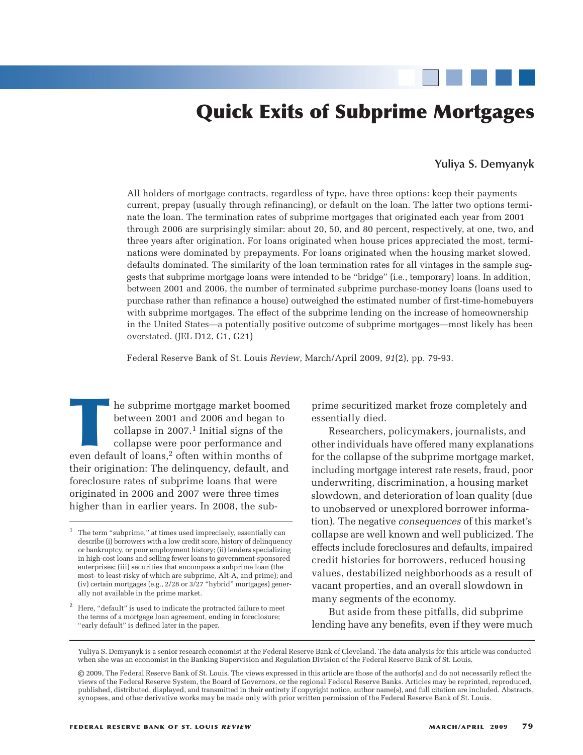# Quick Exits of Subprime Mortgages

**Yuliya S. Demyanyk**

All holders of mortgage contracts, regardless of type, have three options: keep their payments current, prepay (usually through refinancing), or default on the loan. The latter two options terminate the loan. The termination rates of subprime mortgages that originated each year from 2001 through 2006 are surprisingly similar: about 20, 50, and 80 percent, respectively, at one, two, and three years after origination. For loans originated when house prices appreciated the most, terminations were dominated by prepayments. For loans originated when the housing market slowed, defaults dominated. The similarity of the loan termination rates for all vintages in the sample suggests that subprime mortgage loans were intended to be "bridge" (i.e., temporary) loans. In addition, between 2001 and 2006, the number of terminated subprime purchase-money loans (loans used to purchase rather than refinance a house) outweighed the estimated number of first-time-homebuyers with subprime mortgages. The effect of the subprime lending on the increase of homeownership in the United States—a potentially positive outcome of subprime mortgages—most likely has been overstated. (JEL D12, G1, G21)

Federal Reserve Bank of St. Louis *Review*, March/April 2009, *91*(2), pp. 79-93.

The subprime mortgage market boomed between 2001 and 2006 and began to collapse in 2007.[1] Initial signs of the collapse were poor performance and even default of loans,[2] often within months of their origination: The delinquency, default, and foreclosure rates of subprime loans that were originated in 2006 and 2007 were three times higher than in earlier years. In 2008, the subprime securitized market froze completely and essentially died.

Researchers, policymakers, journalists, and other individuals have offered many explanations for the collapse of the subprime mortgage market, including mortgage interest rate resets, fraud, poor underwriting, discrimination, a housing market slowdown, and deterioration of loan quality (due to unobserved or unexplored borrower information). The negative *consequences* of this market's collapse are well known and well publicized. The effects include foreclosures and defaults, impaired credit histories for borrowers, reduced housing values, destabilized neighborhoods as a result of vacant properties, and an overall slowdown in many segments of the economy.

But aside from these pitfalls, did subprime lending have any benefits, even if they were much

[1] The term "subprime," at times used imprecisely, essentially can describe (i) borrowers with a low credit score, history of delinquency or bankruptcy, or poor employment history; (ii) lenders specializing in high-cost loans and selling fewer loans to government-sponsored enterprises; (iii) securities that encompass a subprime loan (the most- to least-risky of which are subprime, Alt-A, and prime); and (iv) certain mortgages (e.g., 2/28 or 3/27 "hybrid" mortgages) generally not available in the prime market.

[2] Here, "default" is used to indicate the protracted failure to meet the terms of a mortgage loan agreement, ending in foreclosure; "early default" is defined later in the paper.

Yuliya S. Demyanyk is a senior research economist at the Federal Reserve Bank of Cleveland. The data analysis for this article was conducted when she was an economist in the Banking Supervision and Regulation Division of the Federal Reserve Bank of St. Louis.

© 2009, The Federal Reserve Bank of St. Louis. The views expressed in this article are those of the author(s) and do not necessarily reflect the views of the Federal Reserve System, the Board of Governors, or the regional Federal Reserve Banks. Articles may be reprinted, reproduced, published, distributed, displayed, and transmitted in their entirety if copyright notice, author name(s), and full citation are included. Abstracts, synopses, and other derivative works may be made only with prior written permission of the Federal Reserve Bank of St. Louis.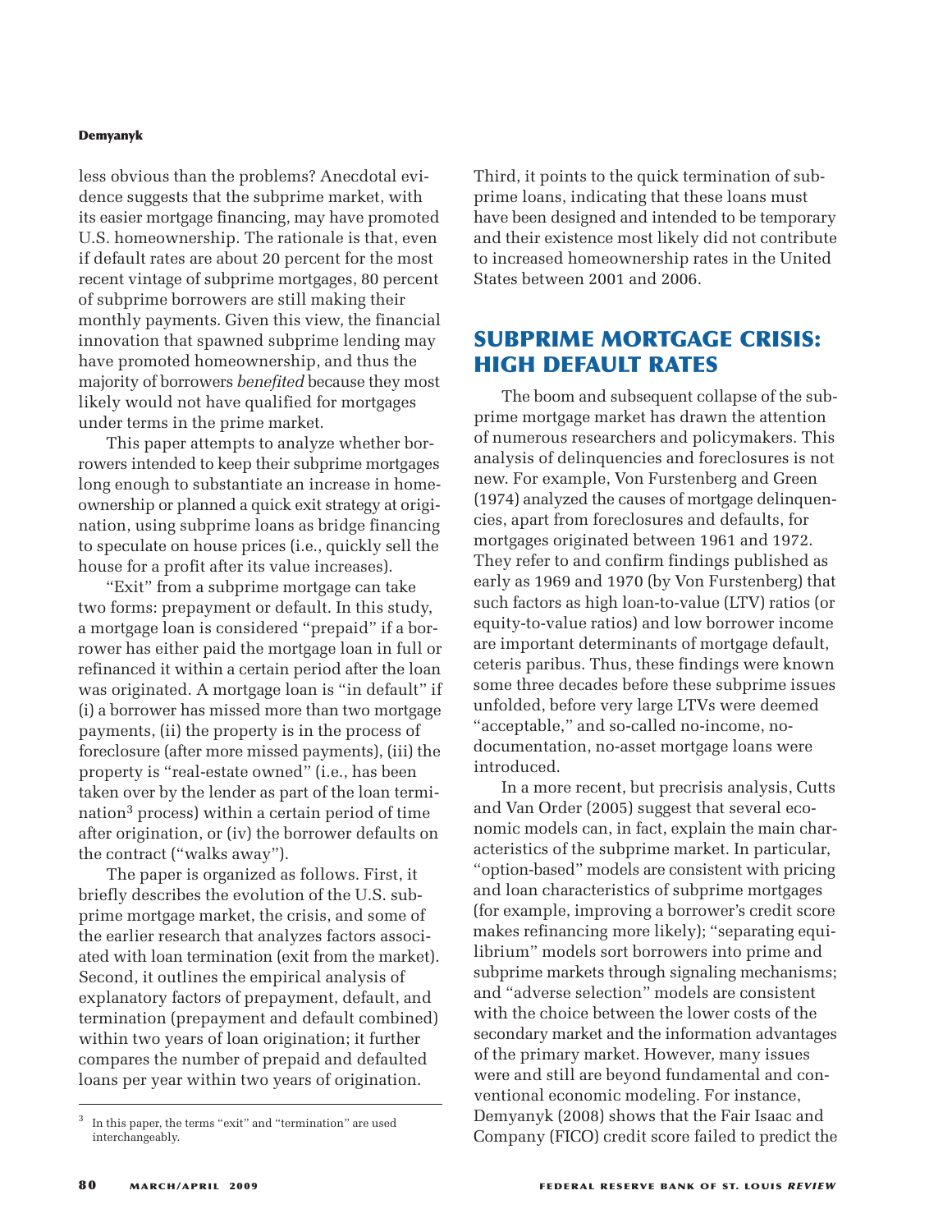less obvious than the problems? Anecdotal evidence suggests that the subprime market, with its easier mortgage financing, may have promoted U.S. homeownership. The rationale is that, even if default rates are about 20 percent for the most recent vintage of subprime mortgages, 80 percent of subprime borrowers are still making their monthly payments. Given this view, the financial innovation that spawned subprime lending may have promoted homeownership, and thus the majority of borrowers *benefited* because they most likely would not have qualified for mortgages under terms in the prime market.

This paper attempts to analyze whether borrowers intended to keep their subprime mortgages long enough to substantiate an increase in homeownership or planned a quick exit strategy at origination, using subprime loans as bridge financing to speculate on house prices (i.e., quickly sell the house for a profit after its value increases).

"Exit" from a subprime mortgage can take two forms: prepayment or default. In this study, a mortgage loan is considered "prepaid" if a borrower has either paid the mortgage loan in full or refinanced it within a certain period after the loan was originated. A mortgage loan is "in default" if (i) a borrower has missed more than two mortgage payments, (ii) the property is in the process of foreclosure (after more missed payments), (iii) the property is "real-estate owned" (i.e., has been taken over by the lender as part of the loan termination[3] process) within a certain period of time after origination, or (iv) the borrower defaults on the contract ("walks away").

The paper is organized as follows. First, it briefly describes the evolution of the U.S. subprime mortgage market, the crisis, and some of the earlier research that analyzes factors associated with loan termination (exit from the market). Second, it outlines the empirical analysis of explanatory factors of prepayment, default, and termination (prepayment and default combined) within two years of loan origination; it further compares the number of prepaid and defaulted loans per year within two years of origination. Third, it points to the quick termination of subprime loans, indicating that these loans must have been designed and intended to be temporary and their existence most likely did not contribute to increased homeownership rates in the United States between 2001 and 2006.

## SUBPRIME MORTGAGE CRISIS: HIGH DEFAULT RATES

The boom and subsequent collapse of the subprime mortgage market has drawn the attention of numerous researchers and policymakers. This analysis of delinquencies and foreclosures is not new. For example, Von Furstenberg and Green (1974) analyzed the causes of mortgage delinquencies, apart from foreclosures and defaults, for mortgages originated between 1961 and 1972. They refer to and confirm findings published as early as 1969 and 1970 (by Von Furstenberg) that such factors as high loan-to-value (LTV) ratios (or equity-to-value ratios) and low borrower income are important determinants of mortgage default, ceteris paribus. Thus, these findings were known some three decades before these subprime issues unfolded, before very large LTVs were deemed "acceptable," and so-called no-income, no-documentation, no-asset mortgage loans were introduced.

In a more recent, but precrisis analysis, Cutts and Van Order (2005) suggest that several economic models can, in fact, explain the main characteristics of the subprime market. In particular, "option-based" models are consistent with pricing and loan characteristics of subprime mortgages (for example, improving a borrower's credit score makes refinancing more likely); "separating equilibrium" models sort borrowers into prime and subprime markets through signaling mechanisms; and "adverse selection" models are consistent with the choice between the lower costs of the secondary market and the information advantages of the primary market. However, many issues were and still are beyond fundamental and conventional economic modeling. For instance, Demyanyk (2008) shows that the Fair Isaac and Company (FICO) credit score failed to predict the

[3] In this paper, the terms "exit" and "termination" are used interchangeably.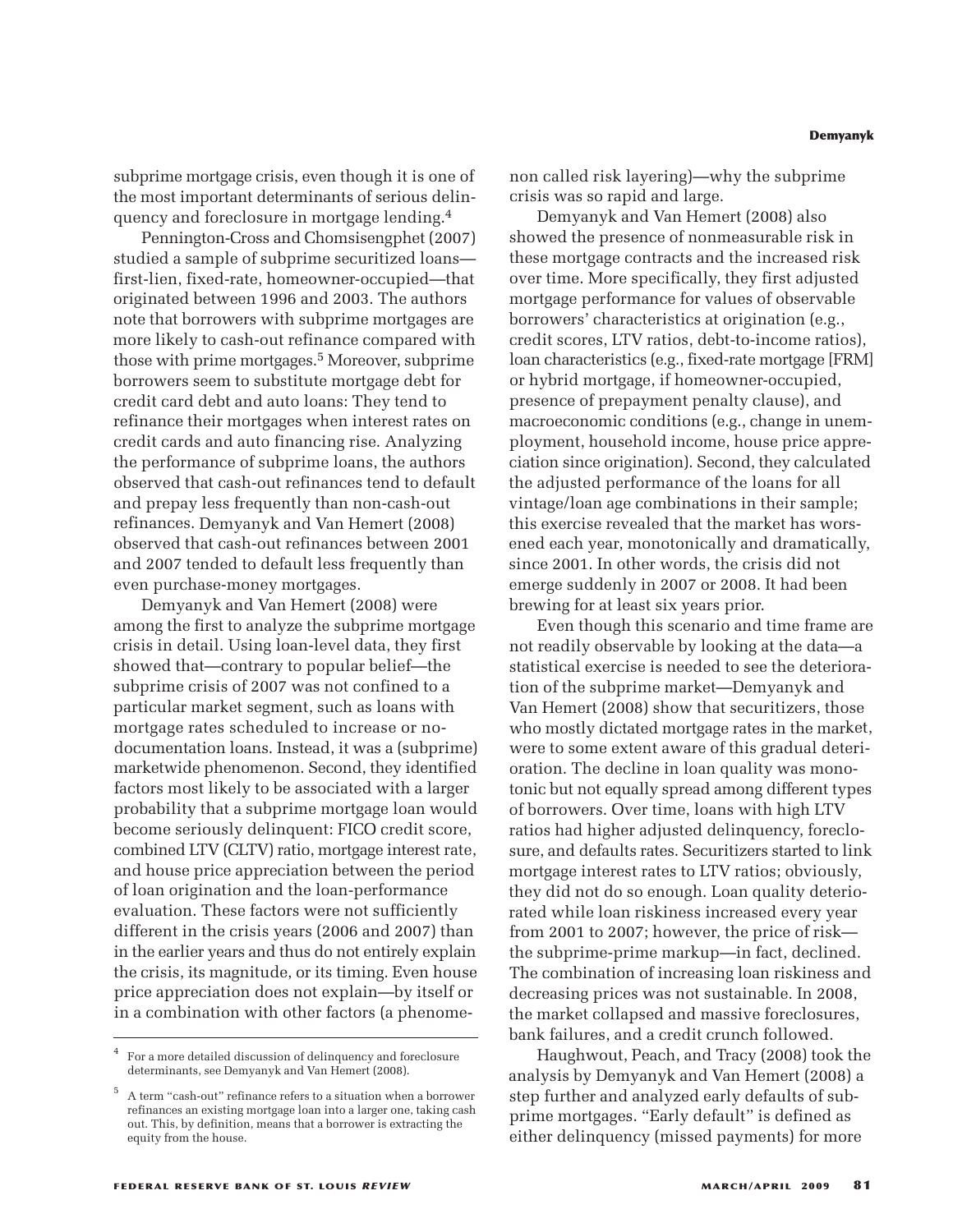subprime mortgage crisis, even though it is one of the most important determinants of serious delinquency and foreclosure in mortgage lending.[4]

Pennington-Cross and Chomsisengphet (2007) studied a sample of subprime securitized loans—first-lien, fixed-rate, homeowner-occupied—that originated between 1996 and 2003. The authors note that borrowers with subprime mortgages are more likely to cash-out refinance compared with those with prime mortgages.[5] Moreover, subprime borrowers seem to substitute mortgage debt for credit card debt and auto loans: They tend to refinance their mortgages when interest rates on credit cards and auto financing rise. Analyzing the performance of subprime loans, the authors observed that cash-out refinances tend to default and prepay less frequently than non-cash-out refinances. Demyanyk and Van Hemert (2008) observed that cash-out refinances between 2001 and 2007 tended to default less frequently than even purchase-money mortgages.

Demyanyk and Van Hemert (2008) were among the first to analyze the subprime mortgage crisis in detail. Using loan-level data, they first showed that—contrary to popular belief—the subprime crisis of 2007 was not confined to a particular market segment, such as loans with mortgage rates scheduled to increase or no-documentation loans. Instead, it was a (subprime) marketwide phenomenon. Second, they identified factors most likely to be associated with a larger probability that a subprime mortgage loan would become seriously delinquent: FICO credit score, combined LTV (CLTV) ratio, mortgage interest rate, and house price appreciation between the period of loan origination and the loan-performance evaluation. These factors were not sufficiently different in the crisis years (2006 and 2007) than in the earlier years and thus do not entirely explain the crisis, its magnitude, or its timing. Even house price appreciation does not explain—by itself or in a combination with other factors (a phenomenon called risk layering)—why the subprime crisis was so rapid and large.

Demyanyk and Van Hemert (2008) also showed the presence of nonmeasurable risk in these mortgage contracts and the increased risk over time. More specifically, they first adjusted mortgage performance for values of observable borrowers' characteristics at origination (e.g., credit scores, LTV ratios, debt-to-income ratios), loan characteristics (e.g., fixed-rate mortgage [FRM] or hybrid mortgage, if homeowner-occupied, presence of prepayment penalty clause), and macroeconomic conditions (e.g., change in unemployment, household income, house price appreciation since origination). Second, they calculated the adjusted performance of the loans for all vintage/loan age combinations in their sample; this exercise revealed that the market has worsened each year, monotonically and dramatically, since 2001. In other words, the crisis did not emerge suddenly in 2007 or 2008. It had been brewing for at least six years prior.

Even though this scenario and time frame are not readily observable by looking at the data—a statistical exercise is needed to see the deterioration of the subprime market—Demyanyk and Van Hemert (2008) show that securitizers, those who mostly dictated mortgage rates in the market, were to some extent aware of this gradual deterioration. The decline in loan quality was monotonic but not equally spread among different types of borrowers. Over time, loans with high LTV ratios had higher adjusted delinquency, foreclosure, and defaults rates. Securitizers started to link mortgage interest rates to LTV ratios; obviously, they did not do so enough. Loan quality deteriorated while loan riskiness increased every year from 2001 to 2007; however, the price of risk—the subprime-prime markup—in fact, declined. The combination of increasing loan riskiness and decreasing prices was not sustainable. In 2008, the market collapsed and massive foreclosures, bank failures, and a credit crunch followed.

Haughwout, Peach, and Tracy (2008) took the analysis by Demyanyk and Van Hemert (2008) a step further and analyzed early defaults of subprime mortgages. "Early default" is defined as either delinquency (missed payments) for more

---

[4] For a more detailed discussion of delinquency and foreclosure determinants, see Demyanyk and Van Hemert (2008).

[5] A term "cash-out" refinance refers to a situation when a borrower refinances an existing mortgage loan into a larger one, taking cash out. This, by definition, means that a borrower is extracting the equity from the house.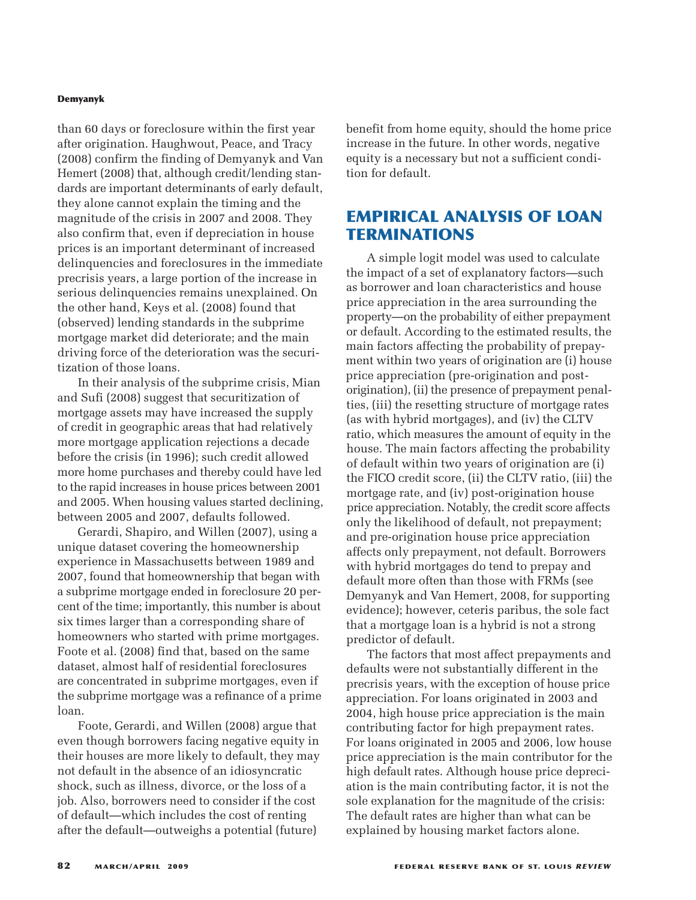than 60 days or foreclosure within the first year after origination. Haughwout, Peace, and Tracy (2008) confirm the finding of Demyanyk and Van Hemert (2008) that, although credit/lending standards are important determinants of early default, they alone cannot explain the timing and the magnitude of the crisis in 2007 and 2008. They also confirm that, even if depreciation in house prices is an important determinant of increased delinquencies and foreclosures in the immediate precrisis years, a large portion of the increase in serious delinquencies remains unexplained. On the other hand, Keys et al. (2008) found that (observed) lending standards in the subprime mortgage market did deteriorate; and the main driving force of the deterioration was the securitization of those loans.

In their analysis of the subprime crisis, Mian and Sufi (2008) suggest that securitization of mortgage assets may have increased the supply of credit in geographic areas that had relatively more mortgage application rejections a decade before the crisis (in 1996); such credit allowed more home purchases and thereby could have led to the rapid increases in house prices between 2001 and 2005. When housing values started declining, between 2005 and 2007, defaults followed.

Gerardi, Shapiro, and Willen (2007), using a unique dataset covering the homeownership experience in Massachusetts between 1989 and 2007, found that homeownership that began with a subprime mortgage ended in foreclosure 20 percent of the time; importantly, this number is about six times larger than a corresponding share of homeowners who started with prime mortgages. Foote et al. (2008) find that, based on the same dataset, almost half of residential foreclosures are concentrated in subprime mortgages, even if the subprime mortgage was a refinance of a prime loan.

Foote, Gerardi, and Willen (2008) argue that even though borrowers facing negative equity in their houses are more likely to default, they may not default in the absence of an idiosyncratic shock, such as illness, divorce, or the loss of a job. Also, borrowers need to consider if the cost of default—which includes the cost of renting after the default—outweighs a potential (future) benefit from home equity, should the home price increase in the future. In other words, negative equity is a necessary but not a sufficient condition for default.

## EMPIRICAL ANALYSIS OF LOAN TERMINATIONS

A simple logit model was used to calculate the impact of a set of explanatory factors—such as borrower and loan characteristics and house price appreciation in the area surrounding the property—on the probability of either prepayment or default. According to the estimated results, the main factors affecting the probability of prepayment within two years of origination are (i) house price appreciation (pre-origination and post-origination), (ii) the presence of prepayment penalties, (iii) the resetting structure of mortgage rates (as with hybrid mortgages), and (iv) the CLTV ratio, which measures the amount of equity in the house. The main factors affecting the probability of default within two years of origination are (i) the FICO credit score, (ii) the CLTV ratio, (iii) the mortgage rate, and (iv) post-origination house price appreciation. Notably, the credit score affects only the likelihood of default, not prepayment; and pre-origination house price appreciation affects only prepayment, not default. Borrowers with hybrid mortgages do tend to prepay and default more often than those with FRMs (see Demyanyk and Van Hemert, 2008, for supporting evidence); however, ceteris paribus, the sole fact that a mortgage loan is a hybrid is not a strong predictor of default.

The factors that most affect prepayments and defaults were not substantially different in the precrisis years, with the exception of house price appreciation. For loans originated in 2003 and 2004, high house price appreciation is the main contributing factor for high prepayment rates. For loans originated in 2005 and 2006, low house price appreciation is the main contributor for the high default rates. Although house price depreciation is the main contributing factor, it is not the sole explanation for the magnitude of the crisis: The default rates are higher than what can be explained by housing market factors alone.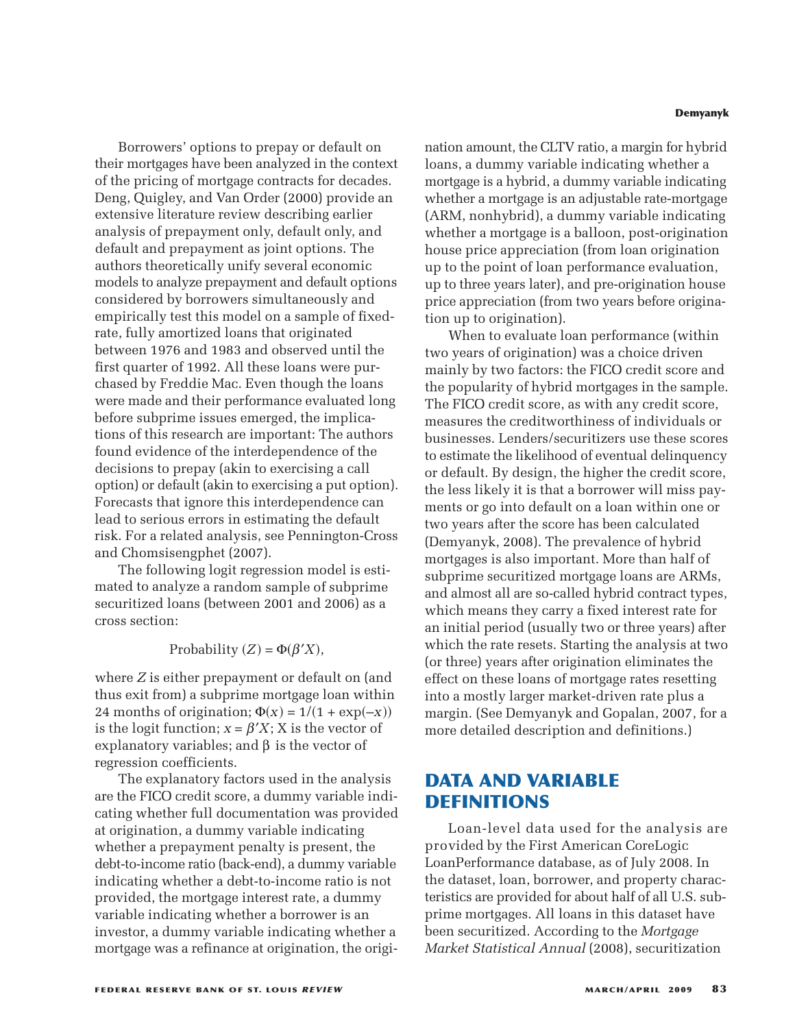Borrowers' options to prepay or default on their mortgages have been analyzed in the context of the pricing of mortgage contracts for decades. Deng, Quigley, and Van Order (2000) provide an extensive literature review describing earlier analysis of prepayment only, default only, and default and prepayment as joint options. The authors theoretically unify several economic models to analyze prepayment and default options considered by borrowers simultaneously and empirically test this model on a sample of fixed-rate, fully amortized loans that originated between 1976 and 1983 and observed until the first quarter of 1992. All these loans were purchased by Freddie Mac. Even though the loans were made and their performance evaluated long before subprime issues emerged, the implications of this research are important: The authors found evidence of the interdependence of the decisions to prepay (akin to exercising a call option) or default (akin to exercising a put option). Forecasts that ignore this interdependence can lead to serious errors in estimating the default risk. For a related analysis, see Pennington-Cross and Chomsisengphet (2007).

The following logit regression model is estimated to analyze a random sample of subprime securitized loans (between 2001 and 2006) as a cross section:

$$\text{Probability } (Z) = \Phi(\beta' X),$$

where $Z$ is either prepayment or default on (and thus exit from) a subprime mortgage loan within 24 months of origination; $\Phi(x) = 1/(1 + \exp(-x))$ is the logit function; $x = \beta' X$; X is the vector of explanatory variables; and $\beta$ is the vector of regression coefficients.

The explanatory factors used in the analysis are the FICO credit score, a dummy variable indicating whether full documentation was provided at origination, a dummy variable indicating whether a prepayment penalty is present, the debt-to-income ratio (back-end), a dummy variable indicating whether a debt-to-income ratio is not provided, the mortgage interest rate, a dummy variable indicating whether a borrower is an investor, a dummy variable indicating whether a mortgage was a refinance at origination, the origination amount, the CLTV ratio, a margin for hybrid loans, a dummy variable indicating whether a mortgage is a hybrid, a dummy variable indicating whether a mortgage is an adjustable rate-mortgage (ARM, nonhybrid), a dummy variable indicating whether a mortgage is a balloon, post-origination house price appreciation (from loan origination up to the point of loan performance evaluation, up to three years later), and pre-origination house price appreciation (from two years before origination up to origination).

When to evaluate loan performance (within two years of origination) was a choice driven mainly by two factors: the FICO credit score and the popularity of hybrid mortgages in the sample. The FICO credit score, as with any credit score, measures the creditworthiness of individuals or businesses. Lenders/securitizers use these scores to estimate the likelihood of eventual delinquency or default. By design, the higher the credit score, the less likely it is that a borrower will miss payments or go into default on a loan within one or two years after the score has been calculated (Demyanyk, 2008). The prevalence of hybrid mortgages is also important. More than half of subprime securitized mortgage loans are ARMs, and almost all are so-called hybrid contract types, which means they carry a fixed interest rate for an initial period (usually two or three years) after which the rate resets. Starting the analysis at two (or three) years after origination eliminates the effect on these loans of mortgage rates resetting into a mostly larger market-driven rate plus a margin. (See Demyanyk and Gopalan, 2007, for a more detailed description and definitions.)

## DATA AND VARIABLE DEFINITIONS

Loan-level data used for the analysis are provided by the First American CoreLogic LoanPerformance database, as of July 2008. In the dataset, loan, borrower, and property characteristics are provided for about half of all U.S. subprime mortgages. All loans in this dataset have been securitized. According to the *Mortgage Market Statistical Annual* (2008), securitization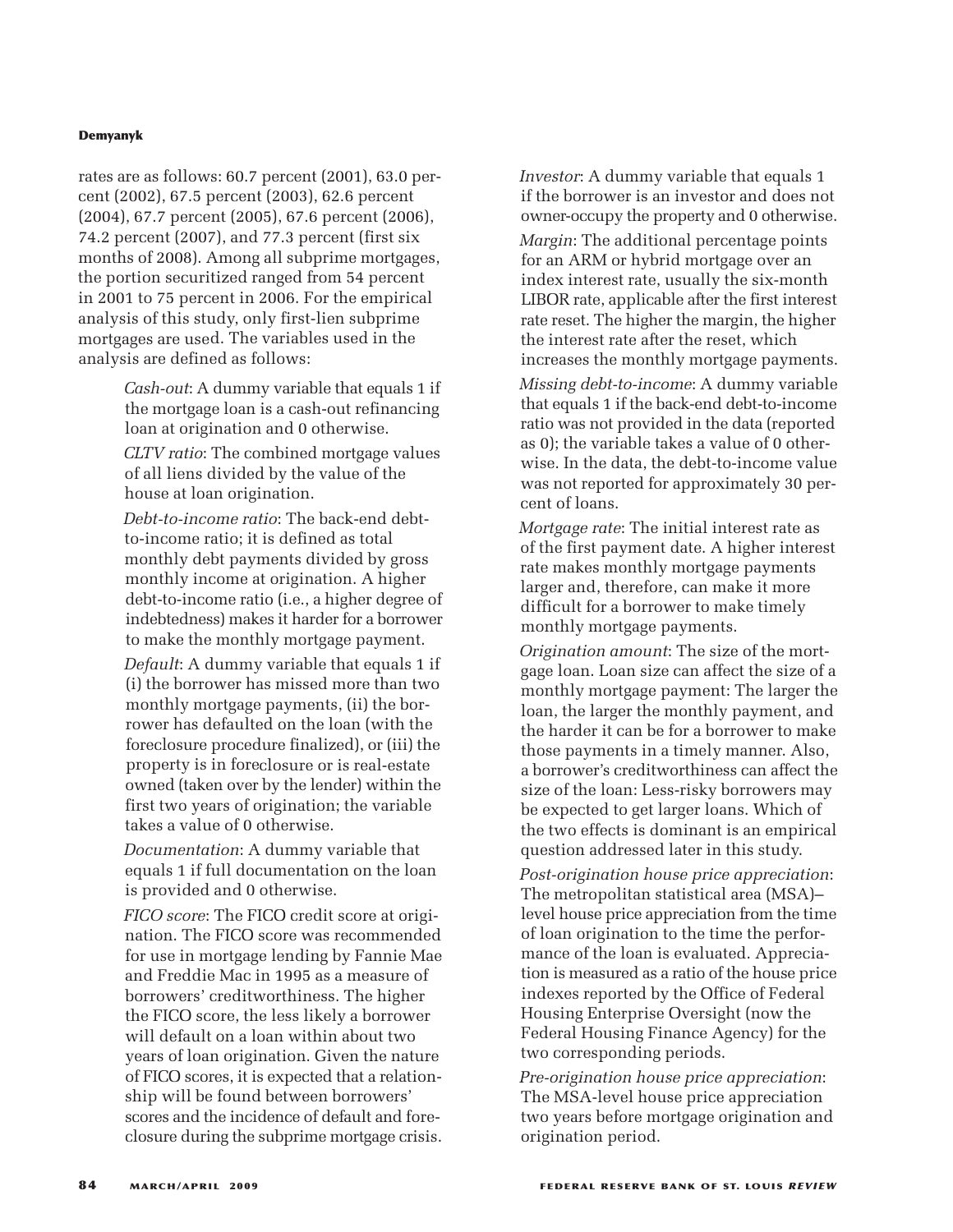rates are as follows: 60.7 percent (2001), 63.0 percent (2002), 67.5 percent (2003), 62.6 percent (2004), 67.7 percent (2005), 67.6 percent (2006), 74.2 percent (2007), and 77.3 percent (first six months of 2008). Among all subprime mortgages, the portion securitized ranged from 54 percent in 2001 to 75 percent in 2006. For the empirical analysis of this study, only first-lien subprime mortgages are used. The variables used in the analysis are defined as follows:

*Cash-out*: A dummy variable that equals 1 if the mortgage loan is a cash-out refinancing loan at origination and 0 otherwise.

*CLTV ratio*: The combined mortgage values of all liens divided by the value of the house at loan origination.

*Debt-to-income ratio*: The back-end debt-to-income ratio; it is defined as total monthly debt payments divided by gross monthly income at origination. A higher debt-to-income ratio (i.e., a higher degree of indebtedness) makes it harder for a borrower to make the monthly mortgage payment.

*Default*: A dummy variable that equals 1 if (i) the borrower has missed more than two monthly mortgage payments, (ii) the borrower has defaulted on the loan (with the foreclosure procedure finalized), or (iii) the property is in foreclosure or is real-estate owned (taken over by the lender) within the first two years of origination; the variable takes a value of 0 otherwise.

*Documentation*: A dummy variable that equals 1 if full documentation on the loan is provided and 0 otherwise.

*FICO score*: The FICO credit score at origination. The FICO score was recommended for use in mortgage lending by Fannie Mae and Freddie Mac in 1995 as a measure of borrowers' creditworthiness. The higher the FICO score, the less likely a borrower will default on a loan within about two years of loan origination. Given the nature of FICO scores, it is expected that a relationship will be found between borrowers' scores and the incidence of default and foreclosure during the subprime mortgage crisis.

*Investor*: A dummy variable that equals 1 if the borrower is an investor and does not owner-occupy the property and 0 otherwise.

*Margin*: The additional percentage points for an ARM or hybrid mortgage over an index interest rate, usually the six-month LIBOR rate, applicable after the first interest rate reset. The higher the margin, the higher the interest rate after the reset, which increases the monthly mortgage payments.

*Missing debt-to-income*: A dummy variable that equals 1 if the back-end debt-to-income ratio was not provided in the data (reported as 0); the variable takes a value of 0 otherwise. In the data, the debt-to-income value was not reported for approximately 30 percent of loans.

*Mortgage rate*: The initial interest rate as of the first payment date. A higher interest rate makes monthly mortgage payments larger and, therefore, can make it more difficult for a borrower to make timely monthly mortgage payments.

*Origination amount*: The size of the mortgage loan. Loan size can affect the size of a monthly mortgage payment: The larger the loan, the larger the monthly payment, and the harder it can be for a borrower to make those payments in a timely manner. Also, a borrower's creditworthiness can affect the size of the loan: Less-risky borrowers may be expected to get larger loans. Which of the two effects is dominant is an empirical question addressed later in this study.

*Post-origination house price appreciation*: The metropolitan statistical area (MSA)–level house price appreciation from the time of loan origination to the time the performance of the loan is evaluated. Appreciation is measured as a ratio of the house price indexes reported by the Office of Federal Housing Enterprise Oversight (now the Federal Housing Finance Agency) for the two corresponding periods.

*Pre-origination house price appreciation*: The MSA-level house price appreciation two years before mortgage origination and origination period.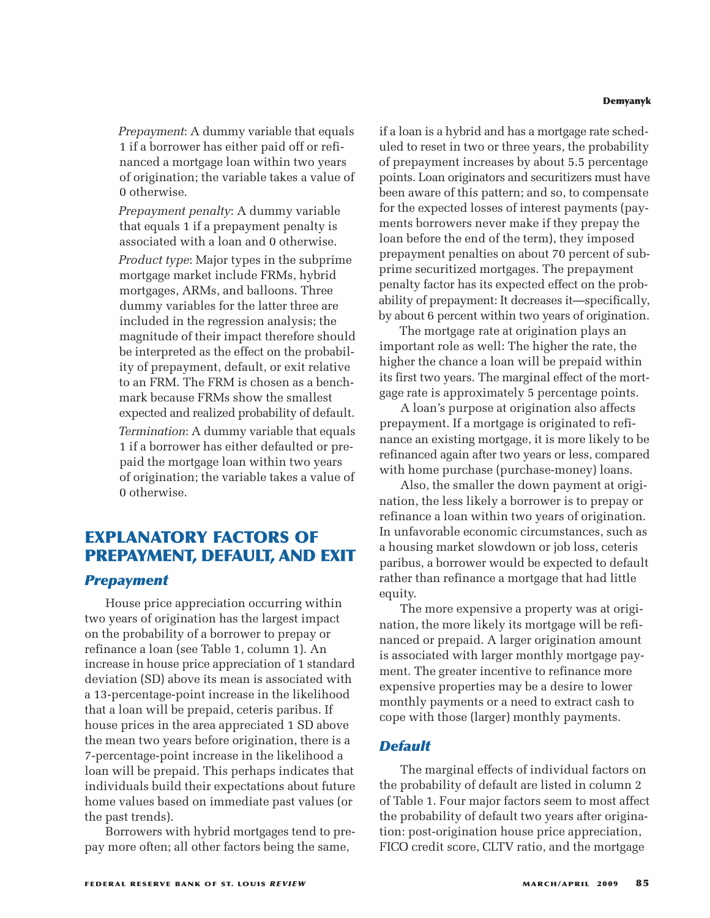*Prepayment*: A dummy variable that equals 1 if a borrower has either paid off or refinanced a mortgage loan within two years of origination; the variable takes a value of 0 otherwise.

*Prepayment penalty*: A dummy variable that equals 1 if a prepayment penalty is associated with a loan and 0 otherwise.

*Product type*: Major types in the subprime mortgage market include FRMs, hybrid mortgages, ARMs, and balloons. Three dummy variables for the latter three are included in the regression analysis; the magnitude of their impact therefore should be interpreted as the effect on the probability of prepayment, default, or exit relative to an FRM. The FRM is chosen as a benchmark because FRMs show the smallest expected and realized probability of default.

*Termination*: A dummy variable that equals 1 if a borrower has either defaulted or prepaid the mortgage loan within two years of origination; the variable takes a value of 0 otherwise.

## EXPLANATORY FACTORS OF PREPAYMENT, DEFAULT, AND EXIT

### *Prepayment*

House price appreciation occurring within two years of origination has the largest impact on the probability of a borrower to prepay or refinance a loan (see Table 1, column 1). An increase in house price appreciation of 1 standard deviation (SD) above its mean is associated with a 13-percentage-point increase in the likelihood that a loan will be prepaid, ceteris paribus. If house prices in the area appreciated 1 SD above the mean two years before origination, there is a 7-percentage-point increase in the likelihood a loan will be prepaid. This perhaps indicates that individuals build their expectations about future home values based on immediate past values (or the past trends).

Borrowers with hybrid mortgages tend to prepay more often; all other factors being the same, if a loan is a hybrid and has a mortgage rate scheduled to reset in two or three years, the probability of prepayment increases by about 5.5 percentage points. Loan originators and securitizers must have been aware of this pattern; and so, to compensate for the expected losses of interest payments (payments borrowers never make if they prepay the loan before the end of the term), they imposed prepayment penalties on about 70 percent of subprime securitized mortgages. The prepayment penalty factor has its expected effect on the probability of prepayment: It decreases it—specifically, by about 6 percent within two years of origination.

The mortgage rate at origination plays an important role as well: The higher the rate, the higher the chance a loan will be prepaid within its first two years. The marginal effect of the mortgage rate is approximately 5 percentage points.

A loan's purpose at origination also affects prepayment. If a mortgage is originated to refinance an existing mortgage, it is more likely to be refinanced again after two years or less, compared with home purchase (purchase-money) loans.

Also, the smaller the down payment at origination, the less likely a borrower is to prepay or refinance a loan within two years of origination. In unfavorable economic circumstances, such as a housing market slowdown or job loss, ceteris paribus, a borrower would be expected to default rather than refinance a mortgage that had little equity.

The more expensive a property was at origination, the more likely its mortgage will be refinanced or prepaid. A larger origination amount is associated with larger monthly mortgage payment. The greater incentive to refinance more expensive properties may be a desire to lower monthly payments or a need to extract cash to cope with those (larger) monthly payments.

### *Default*

The marginal effects of individual factors on the probability of default are listed in column 2 of Table 1. Four major factors seem to most affect the probability of default two years after origination: post-origination house price appreciation, FICO credit score, CLTV ratio, and the mortgage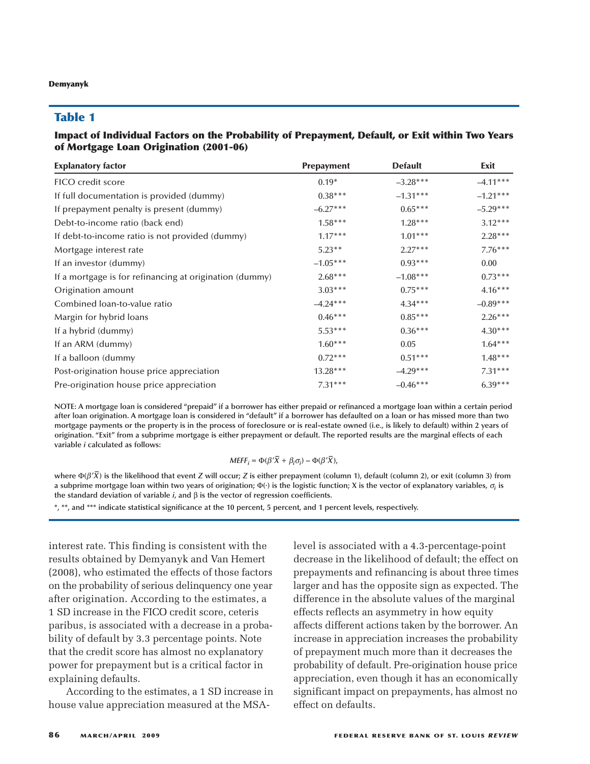## Table 1

### Impact of Individual Factors on the Probability of Prepayment, Default, or Exit within Two Years of Mortgage Loan Origination (2001-06)

| Explanatory factor | Prepayment | Default | Exit |
|---|---|---|---|
| FICO credit score | 0.19* | –3.28*** | –4.11*** |
| If full documentation is provided (dummy) | 0.38*** | –1.31*** | –1.21*** |
| If prepayment penalty is present (dummy) | –6.27*** | 0.65*** | –5.29*** |
| Debt-to-income ratio (back end) | 1.58*** | 1.28*** | 3.12*** |
| If debt-to-income ratio is not provided (dummy) | 1.17*** | 1.01*** | 2.28*** |
| Mortgage interest rate | 5.23** | 2.27*** | 7.76*** |
| If an investor (dummy) | –1.05*** | 0.93*** | 0.00 |
| If a mortgage is for refinancing at origination (dummy) | 2.68*** | –1.08*** | 0.73*** |
| Origination amount | 3.03*** | 0.75*** | 4.16*** |
| Combined loan-to-value ratio | –4.24*** | 4.34*** | –0.89*** |
| Margin for hybrid loans | 0.46*** | 0.85*** | 2.26*** |
| If a hybrid (dummy) | 5.53*** | 0.36*** | 4.30*** |
| If an ARM (dummy) | 1.60*** | 0.05 | 1.64*** |
| If a balloon (dummy | 0.72*** | 0.51*** | 1.48*** |
| Post-origination house price appreciation | 13.28*** | –4.29*** | 7.31*** |
| Pre-origination house price appreciation | 7.31*** | –0.46*** | 6.39*** |

NOTE: A mortgage loan is considered "prepaid" if a borrower has either prepaid or refinanced a mortgage loan within a certain period after loan origination. A mortgage loan is considered in "default" if a borrower has defaulted on a loan or has missed more than two mortgage payments or the property is in the process of foreclosure or is real-estate owned (i.e., is likely to default) within 2 years of origination. "Exit" from a subprime mortgage is either prepayment or default. The reported results are the marginal effects of each variable $i$ calculated as follows:

$$MEFF_i = \Phi(\beta'\overline{X} + \beta_i\sigma_i) - \Phi(\beta'\overline{X}),$$

where $\Phi(\beta'\overline{X})$ is the likelihood that event $Z$ will occur; $Z$ is either prepayment (column 1), default (column 2), or exit (column 3) from a subprime mortgage loan within two years of origination; $\Phi(\cdot)$ is the logistic function; X is the vector of explanatory variables, $\sigma_i$ is the standard deviation of variable $i$, and $\beta$ is the vector of regression coefficients.

*, **, and *** indicate statistical significance at the 10 percent, 5 percent, and 1 percent levels, respectively.

interest rate. This finding is consistent with the results obtained by Demyanyk and Van Hemert (2008), who estimated the effects of those factors on the probability of serious delinquency one year after origination. According to the estimates, a 1 SD increase in the FICO credit score, ceteris paribus, is associated with a decrease in a probability of default by 3.3 percentage points. Note that the credit score has almost no explanatory power for prepayment but is a critical factor in explaining defaults.

According to the estimates, a 1 SD increase in house value appreciation measured at the MSA-level is associated with a 4.3-percentage-point decrease in the likelihood of default; the effect on prepayments and refinancing is about three times larger and has the opposite sign as expected. The difference in the absolute values of the marginal effects reflects an asymmetry in how equity affects different actions taken by the borrower. An increase in appreciation increases the probability of prepayment much more than it decreases the probability of default. Pre-origination house price appreciation, even though it has an economically significant impact on prepayments, has almost no effect on defaults.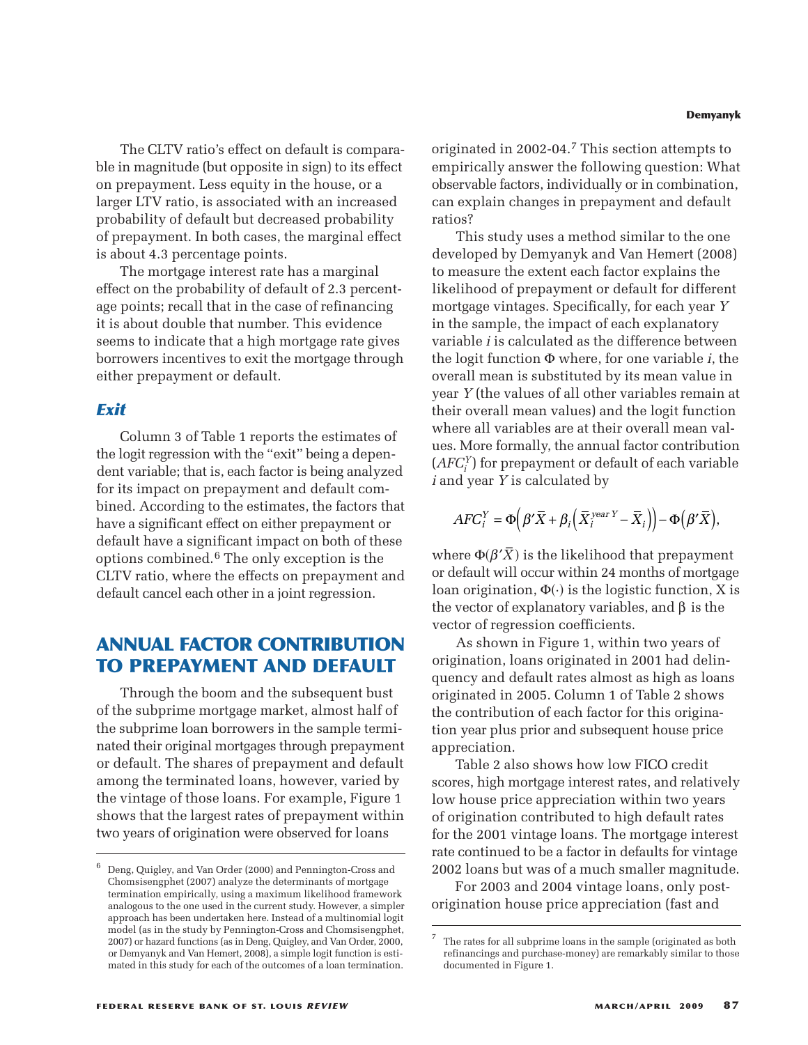The CLTV ratio's effect on default is comparable in magnitude (but opposite in sign) to its effect on prepayment. Less equity in the house, or a larger LTV ratio, is associated with an increased probability of default but decreased probability of prepayment. In both cases, the marginal effect is about 4.3 percentage points.

The mortgage interest rate has a marginal effect on the probability of default of 2.3 percentage points; recall that in the case of refinancing it is about double that number. This evidence seems to indicate that a high mortgage rate gives borrowers incentives to exit the mortgage through either prepayment or default.

### *Exit*

Column 3 of Table 1 reports the estimates of the logit regression with the "exit" being a dependent variable; that is, each factor is being analyzed for its impact on prepayment and default combined. According to the estimates, the factors that have a significant effect on either prepayment or default have a significant impact on both of these options combined.[6] The only exception is the CLTV ratio, where the effects on prepayment and default cancel each other in a joint regression.

## ANNUAL FACTOR CONTRIBUTION TO PREPAYMENT AND DEFAULT

Through the boom and the subsequent bust of the subprime mortgage market, almost half of the subprime loan borrowers in the sample terminated their original mortgages through prepayment or default. The shares of prepayment and default among the terminated loans, however, varied by the vintage of those loans. For example, Figure 1 shows that the largest rates of prepayment within two years of origination were observed for loans originated in 2002-04.[7] This section attempts to empirically answer the following question: What observable factors, individually or in combination, can explain changes in prepayment and default ratios?

This study uses a method similar to the one developed by Demyanyk and Van Hemert (2008) to measure the extent each factor explains the likelihood of prepayment or default for different mortgage vintages. Specifically, for each year $Y$ in the sample, the impact of each explanatory variable $i$ is calculated as the difference between the logit function $\Phi$ where, for one variable $i$, the overall mean is substituted by its mean value in year $Y$ (the values of all other variables remain at their overall mean values) and the logit function where all variables are at their overall mean values. More formally, the annual factor contribution ($AFC_i^Y$) for prepayment or default of each variable $i$ and year $Y$ is calculated by

$$AFC_i^Y = \Phi\left(\beta'\bar{X} + \beta_i\left(\bar{X}_i^{year\,Y} - \bar{X}_i\right)\right) - \Phi\left(\beta'\bar{X}\right),$$

where $\Phi(\beta'\bar{X})$ is the likelihood that prepayment or default will occur within 24 months of mortgage loan origination, $\Phi(\cdot)$ is the logistic function, X is the vector of explanatory variables, and $\beta$ is the vector of regression coefficients.

As shown in Figure 1, within two years of origination, loans originated in 2001 had delinquency and default rates almost as high as loans originated in 2005. Column 1 of Table 2 shows the contribution of each factor for this origination year plus prior and subsequent house price appreciation.

Table 2 also shows how low FICO credit scores, high mortgage interest rates, and relatively low house price appreciation within two years of origination contributed to high default rates for the 2001 vintage loans. The mortgage interest rate continued to be a factor in defaults for vintage 2002 loans but was of a much smaller magnitude.

For 2003 and 2004 vintage loans, only post-origination house price appreciation (fast and

---

[6] Deng, Quigley, and Van Order (2000) and Pennington-Cross and Chomsisengphet (2007) analyze the determinants of mortgage termination empirically, using a maximum likelihood framework analogous to the one used in the current study. However, a simpler approach has been undertaken here. Instead of a multinomial logit model (as in the study by Pennington-Cross and Chomsisengphet, 2007) or hazard functions (as in Deng, Quigley, and Van Order, 2000, or Demyanyk and Van Hemert, 2008), a simple logit function is estimated in this study for each of the outcomes of a loan termination.

[7] The rates for all subprime loans in the sample (originated as both refinancings and purchase-money) are remarkably similar to those documented in Figure 1.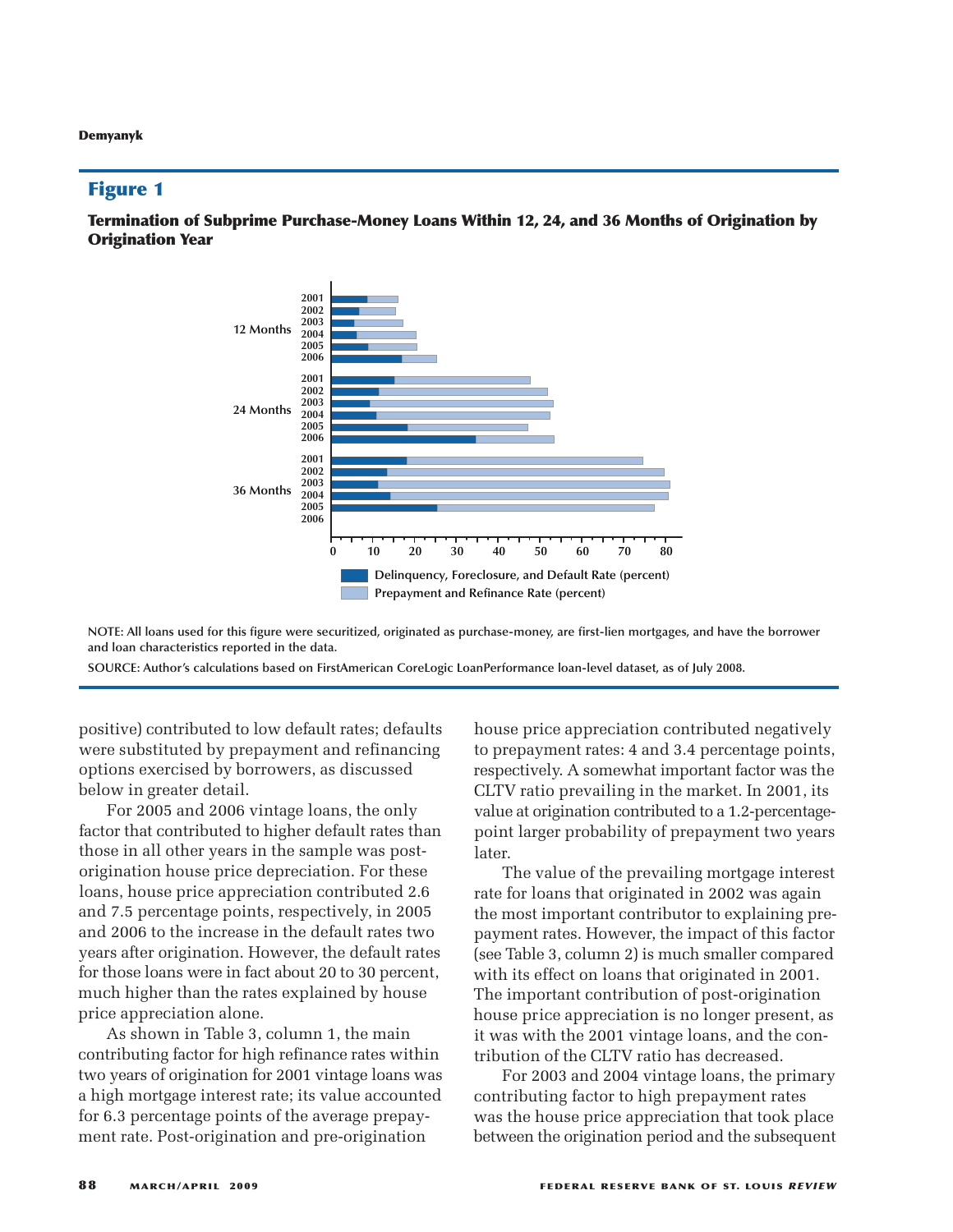## Figure 1

**Termination of Subprime Purchase-Money Loans Within 12, 24, and 36 Months of Origination by Origination Year**

NOTE: All loans used for this figure were securitized, originated as purchase-money, are first-lien mortgages, and have the borrower and loan characteristics reported in the data.

SOURCE: Author's calculations based on FirstAmerican CoreLogic LoanPerformance loan-level dataset, as of July 2008.

positive) contributed to low default rates; defaults were substituted by prepayment and refinancing options exercised by borrowers, as discussed below in greater detail.

For 2005 and 2006 vintage loans, the only factor that contributed to higher default rates than those in all other years in the sample was post-origination house price depreciation. For these loans, house price appreciation contributed 2.6 and 7.5 percentage points, respectively, in 2005 and 2006 to the increase in the default rates two years after origination. However, the default rates for those loans were in fact about 20 to 30 percent, much higher than the rates explained by house price appreciation alone.

As shown in Table 3, column 1, the main contributing factor for high refinance rates within two years of origination for 2001 vintage loans was a high mortgage interest rate; its value accounted for 6.3 percentage points of the average prepayment rate. Post-origination and pre-origination house price appreciation contributed negatively to prepayment rates: 4 and 3.4 percentage points, respectively. A somewhat important factor was the CLTV ratio prevailing in the market. In 2001, its value at origination contributed to a 1.2-percentage-point larger probability of prepayment two years later.

The value of the prevailing mortgage interest rate for loans that originated in 2002 was again the most important contributor to explaining prepayment rates. However, the impact of this factor (see Table 3, column 2) is much smaller compared with its effect on loans that originated in 2001. The important contribution of post-origination house price appreciation is no longer present, as it was with the 2001 vintage loans, and the contribution of the CLTV ratio has decreased.

For 2003 and 2004 vintage loans, the primary contributing factor to high prepayment rates was the house price appreciation that took place between the origination period and the subsequent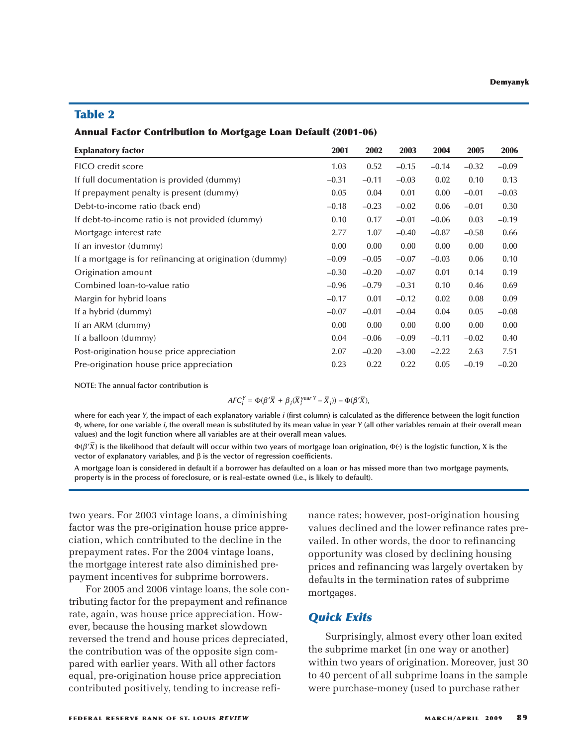## Table 2

### Annual Factor Contribution to Mortgage Loan Default (2001-06)

| Explanatory factor | 2001 | 2002 | 2003 | 2004 | 2005 | 2006 |
|---|---|---|---|---|---|---|
| FICO credit score | 1.03 | 0.52 | –0.15 | –0.14 | –0.32 | –0.09 |
| If full documentation is provided (dummy) | –0.31 | –0.11 | –0.03 | 0.02 | 0.10 | 0.13 |
| If prepayment penalty is present (dummy) | 0.05 | 0.04 | 0.01 | 0.00 | –0.01 | –0.03 |
| Debt-to-income ratio (back end) | –0.18 | –0.23 | –0.02 | 0.06 | –0.01 | 0.30 |
| If debt-to-income ratio is not provided (dummy) | 0.10 | 0.17 | –0.01 | –0.06 | 0.03 | –0.19 |
| Mortgage interest rate | 2.77 | 1.07 | –0.40 | –0.87 | –0.58 | 0.66 |
| If an investor (dummy) | 0.00 | 0.00 | 0.00 | 0.00 | 0.00 | 0.00 |
| If a mortgage is for refinancing at origination (dummy) | –0.09 | –0.05 | –0.07 | –0.03 | 0.06 | 0.10 |
| Origination amount | –0.30 | –0.20 | –0.07 | 0.01 | 0.14 | 0.19 |
| Combined loan-to-value ratio | –0.96 | –0.79 | –0.31 | 0.10 | 0.46 | 0.69 |
| Margin for hybrid loans | –0.17 | 0.01 | –0.12 | 0.02 | 0.08 | 0.09 |
| If a hybrid (dummy) | –0.07 | –0.01 | –0.04 | 0.04 | 0.05 | –0.08 |
| If an ARM (dummy) | 0.00 | 0.00 | 0.00 | 0.00 | 0.00 | 0.00 |
| If a balloon (dummy) | 0.04 | –0.06 | –0.09 | –0.11 | –0.02 | 0.40 |
| Post-origination house price appreciation | 2.07 | –0.20 | –3.00 | –2.22 | 2.63 | 7.51 |
| Pre-origination house price appreciation | 0.23 | 0.22 | 0.22 | 0.05 | –0.19 | –0.20 |

NOTE: The annual factor contribution is

$$AFC_i^Y = \Phi(\beta'\bar{X} + \beta_i(\bar{X}_i^{year\ Y} - \bar{X}_i)) - \Phi(\beta'\bar{X}),$$

where for each year $Y$, the impact of each explanatory variable $i$ (first column) is calculated as the difference between the logit function $\Phi$, where, for one variable $i$, the overall mean is substituted by its mean value in year $Y$ (all other variables remain at their overall mean values) and the logit function where all variables are at their overall mean values.

$\Phi(\beta'\bar{X})$ is the likelihood that default will occur within two years of mortgage loan origination, $\Phi(\cdot)$ is the logistic function, X is the vector of explanatory variables, and $\beta$ is the vector of regression coefficients.

A mortgage loan is considered in default if a borrower has defaulted on a loan or has missed more than two mortgage payments, property is in the process of foreclosure, or is real-estate owned (i.e., is likely to default).

two years. For 2003 vintage loans, a diminishing factor was the pre-origination house price appreciation, which contributed to the decline in the prepayment rates. For the 2004 vintage loans, the mortgage interest rate also diminished prepayment incentives for subprime borrowers.

For 2005 and 2006 vintage loans, the sole contributing factor for the prepayment and refinance rate, again, was house price appreciation. However, because the housing market slowdown reversed the trend and house prices depreciated, the contribution was of the opposite sign compared with earlier years. With all other factors equal, pre-origination house price appreciation contributed positively, tending to increase refinance rates; however, post-origination housing values declined and the lower refinance rates prevailed. In other words, the door to refinancing opportunity was closed by declining housing prices and refinancing was largely overtaken by defaults in the termination rates of subprime mortgages.

## *Quick Exits*

Surprisingly, almost every other loan exited the subprime market (in one way or another) within two years of origination. Moreover, just 30 to 40 percent of all subprime loans in the sample were purchase-money (used to purchase rather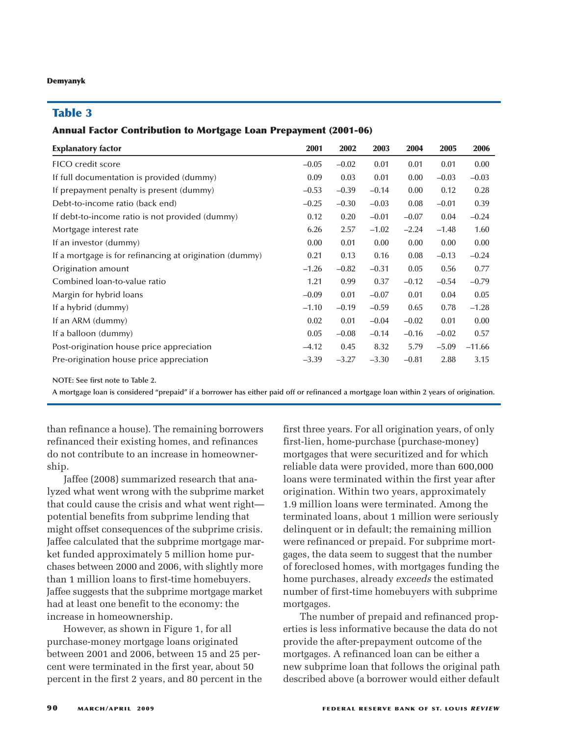## Table 3

### Annual Factor Contribution to Mortgage Loan Prepayment (2001-06)

| Explanatory factor | 2001 | 2002 | 2003 | 2004 | 2005 | 2006 |
|---|---|---|---|---|---|---|
| FICO credit score | –0.05 | –0.02 | 0.01 | 0.01 | 0.01 | 0.00 |
| If full documentation is provided (dummy) | 0.09 | 0.03 | 0.01 | 0.00 | –0.03 | –0.03 |
| If prepayment penalty is present (dummy) | –0.53 | –0.39 | –0.14 | 0.00 | 0.12 | 0.28 |
| Debt-to-income ratio (back end) | –0.25 | –0.30 | –0.03 | 0.08 | –0.01 | 0.39 |
| If debt-to-income ratio is not provided (dummy) | 0.12 | 0.20 | –0.01 | –0.07 | 0.04 | –0.24 |
| Mortgage interest rate | 6.26 | 2.57 | –1.02 | –2.24 | –1.48 | 1.60 |
| If an investor (dummy) | 0.00 | 0.01 | 0.00 | 0.00 | 0.00 | 0.00 |
| If a mortgage is for refinancing at origination (dummy) | 0.21 | 0.13 | 0.16 | 0.08 | –0.13 | –0.24 |
| Origination amount | –1.26 | –0.82 | –0.31 | 0.05 | 0.56 | 0.77 |
| Combined loan-to-value ratio | 1.21 | 0.99 | 0.37 | –0.12 | –0.54 | –0.79 |
| Margin for hybrid loans | –0.09 | 0.01 | –0.07 | 0.01 | 0.04 | 0.05 |
| If a hybrid (dummy) | –1.10 | –0.19 | –0.59 | 0.65 | 0.78 | –1.28 |
| If an ARM (dummy) | 0.02 | 0.01 | –0.04 | –0.02 | 0.01 | 0.00 |
| If a balloon (dummy) | 0.05 | –0.08 | –0.14 | –0.16 | –0.02 | 0.57 |
| Post-origination house price appreciation | –4.12 | 0.45 | 8.32 | 5.79 | –5.09 | –11.66 |
| Pre-origination house price appreciation | –3.39 | –3.27 | –3.30 | –0.81 | 2.88 | 3.15 |

NOTE: See first note to Table 2.

A mortgage loan is considered "prepaid" if a borrower has either paid off or refinanced a mortgage loan within 2 years of origination.

than refinance a house). The remaining borrowers refinanced their existing homes, and refinances do not contribute to an increase in homeownership.

Jaffee (2008) summarized research that analyzed what went wrong with the subprime market that could cause the crisis and what went right—potential benefits from subprime lending that might offset consequences of the subprime crisis. Jaffee calculated that the subprime mortgage market funded approximately 5 million home purchases between 2000 and 2006, with slightly more than 1 million loans to first-time homebuyers. Jaffee suggests that the subprime mortgage market had at least one benefit to the economy: the increase in homeownership.

However, as shown in Figure 1, for all purchase-money mortgage loans originated between 2001 and 2006, between 15 and 25 percent were terminated in the first year, about 50 percent in the first 2 years, and 80 percent in the first three years. For all origination years, of only first-lien, home-purchase (purchase-money) mortgages that were securitized and for which reliable data were provided, more than 600,000 loans were terminated within the first year after origination. Within two years, approximately 1.9 million loans were terminated. Among the terminated loans, about 1 million were seriously delinquent or in default; the remaining million were refinanced or prepaid. For subprime mortgages, the data seem to suggest that the number of foreclosed homes, with mortgages funding the home purchases, already *exceeds* the estimated number of first-time homebuyers with subprime mortgages.

The number of prepaid and refinanced properties is less informative because the data do not provide the after-prepayment outcome of the mortgages. A refinanced loan can be either a new subprime loan that follows the original path described above (a borrower would either default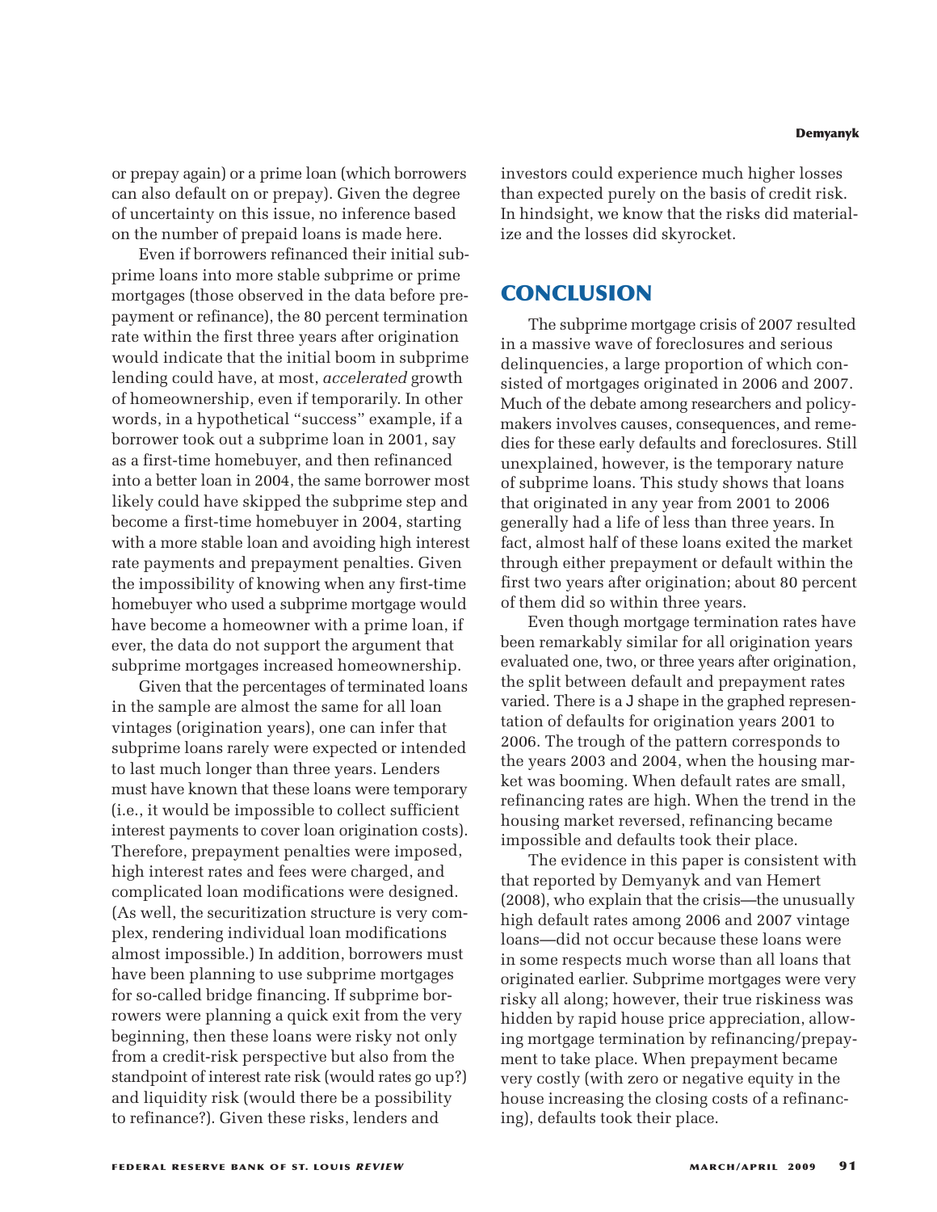or prepay again) or a prime loan (which borrowers can also default on or prepay). Given the degree of uncertainty on this issue, no inference based on the number of prepaid loans is made here.

Even if borrowers refinanced their initial subprime loans into more stable subprime or prime mortgages (those observed in the data before prepayment or refinance), the 80 percent termination rate within the first three years after origination would indicate that the initial boom in subprime lending could have, at most, *accelerated* growth of homeownership, even if temporarily. In other words, in a hypothetical "success" example, if a borrower took out a subprime loan in 2001, say as a first-time homebuyer, and then refinanced into a better loan in 2004, the same borrower most likely could have skipped the subprime step and become a first-time homebuyer in 2004, starting with a more stable loan and avoiding high interest rate payments and prepayment penalties. Given the impossibility of knowing when any first-time homebuyer who used a subprime mortgage would have become a homeowner with a prime loan, if ever, the data do not support the argument that subprime mortgages increased homeownership.

Given that the percentages of terminated loans in the sample are almost the same for all loan vintages (origination years), one can infer that subprime loans rarely were expected or intended to last much longer than three years. Lenders must have known that these loans were temporary (i.e., it would be impossible to collect sufficient interest payments to cover loan origination costs). Therefore, prepayment penalties were imposed, high interest rates and fees were charged, and complicated loan modifications were designed. (As well, the securitization structure is very complex, rendering individual loan modifications almost impossible.) In addition, borrowers must have been planning to use subprime mortgages for so-called bridge financing. If subprime borrowers were planning a quick exit from the very beginning, then these loans were risky not only from a credit-risk perspective but also from the standpoint of interest rate risk (would rates go up?) and liquidity risk (would there be a possibility to refinance?). Given these risks, lenders and investors could experience much higher losses than expected purely on the basis of credit risk. In hindsight, we know that the risks did materialize and the losses did skyrocket.

## CONCLUSION

The subprime mortgage crisis of 2007 resulted in a massive wave of foreclosures and serious delinquencies, a large proportion of which consisted of mortgages originated in 2006 and 2007. Much of the debate among researchers and policymakers involves causes, consequences, and remedies for these early defaults and foreclosures. Still unexplained, however, is the temporary nature of subprime loans. This study shows that loans that originated in any year from 2001 to 2006 generally had a life of less than three years. In fact, almost half of these loans exited the market through either prepayment or default within the first two years after origination; about 80 percent of them did so within three years.

Even though mortgage termination rates have been remarkably similar for all origination years evaluated one, two, or three years after origination, the split between default and prepayment rates varied. There is a J shape in the graphed representation of defaults for origination years 2001 to 2006. The trough of the pattern corresponds to the years 2003 and 2004, when the housing market was booming. When default rates are small, refinancing rates are high. When the trend in the housing market reversed, refinancing became impossible and defaults took their place.

The evidence in this paper is consistent with that reported by Demyanyk and van Hemert (2008), who explain that the crisis—the unusually high default rates among 2006 and 2007 vintage loans—did not occur because these loans were in some respects much worse than all loans that originated earlier. Subprime mortgages were very risky all along; however, their true riskiness was hidden by rapid house price appreciation, allowing mortgage termination by refinancing/prepayment to take place. When prepayment became very costly (with zero or negative equity in the house increasing the closing costs of a refinancing), defaults took their place.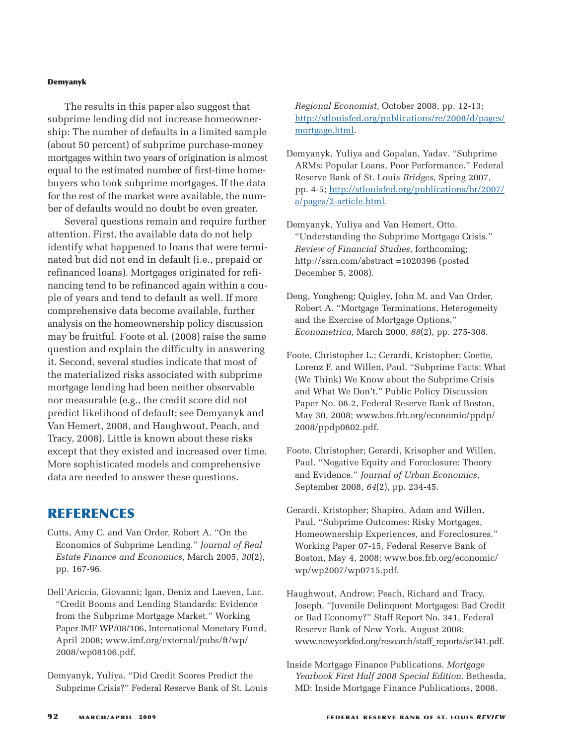The results in this paper also suggest that subprime lending did not increase homeownership: The number of defaults in a limited sample (about 50 percent) of subprime purchase-money mortgages within two years of origination is almost equal to the estimated number of first-time homebuyers who took subprime mortgages. If the data for the rest of the market were available, the number of defaults would no doubt be even greater.

Several questions remain and require further attention. First, the available data do not help identify what happened to loans that were terminated but did not end in default (i.e., prepaid or refinanced loans). Mortgages originated for refinancing tend to be refinanced again within a couple of years and tend to default as well. If more comprehensive data become available, further analysis on the homeownership policy discussion may be fruitful. Foote et al. (2008) raise the same question and explain the difficulty in answering it. Second, several studies indicate that most of the materialized risks associated with subprime mortgage lending had been neither observable nor measurable (e.g., the credit score did not predict likelihood of default; see Demyanyk and Van Hemert, 2008, and Haughwout, Peach, and Tracy, 2008). Little is known about these risks except that they existed and increased over time. More sophisticated models and comprehensive data are needed to answer these questions.

## REFERENCES

Cutts, Amy C. and Van Order, Robert A. "On the Economics of Subprime Lending." *Journal of Real Estate Finance and Economics*, March 2005, *30*(2), pp. 167-96.

Dell'Ariccia, Giovanni; Igan, Deniz and Laeven, Luc. "Credit Booms and Lending Standards: Evidence from the Subprime Mortgage Market." Working Paper IMF WP/08/106, International Monetary Fund, April 2008; www.imf.org/external/pubs/ft/wp/2008/wp08106.pdf.

Demyanyk, Yuliya. "Did Credit Scores Predict the Subprime Crisis?" Federal Reserve Bank of St. Louis *Regional Economist*, October 2008, pp. 12-13; http://stlouisfed.org/publications/re/2008/d/pages/mortgage.html.

Demyanyk, Yuliya and Gopalan, Yadav. "Subprime ARMs: Popular Loans, Poor Performance." Federal Reserve Bank of St. Louis *Bridges*, Spring 2007, pp. 4-5; http://stlouisfed.org/publications/br/2007/a/pages/2-article.html.

Demyanyk, Yuliya and Van Hemert, Otto. "Understanding the Subprime Mortgage Crisis." *Review of Financial Studies*, forthcoming; http://ssrn.com/abstract =1020396 (posted December 5, 2008).

Deng, Yongheng; Quigley, John M. and Van Order, Robert A. "Mortgage Terminations, Heterogeneity and the Exercise of Mortgage Options." *Econometrica*, March 2000, *68*(2), pp. 275-308.

Foote, Christopher L.; Gerardi, Kristopher; Goette, Lorenz F. and Willen, Paul. "Subprime Facts: What (We Think) We Know about the Subprime Crisis and What We Don't." Public Policy Discussion Paper No. 08-2, Federal Reserve Bank of Boston, May 30, 2008; www.bos.frb.org/economic/ppdp/2008/ppdp0802.pdf.

Foote, Christopher; Gerardi, Krisopher and Willen, Paul. "Negative Equity and Foreclosure: Theory and Evidence." *Journal of Urban Economics*, September 2008, *64*(2), pp. 234-45.

Gerardi, Kristopher; Shapiro, Adam and Willen, Paul. "Subprime Outcomes: Risky Mortgages, Homeownership Experiences, and Foreclosures." Working Paper 07-15, Federal Reserve Bank of Boston, May 4, 2008; www.bos.frb.org/economic/wp/wp2007/wp0715.pdf.

Haughwout, Andrew; Peach, Richard and Tracy, Joseph. "Juvenile Delinquent Mortgages: Bad Credit or Bad Economy?" Staff Report No. 341, Federal Reserve Bank of New York, August 2008; www.newyorkfed.org/research/staff_reports/sr341.pdf.

Inside Mortgage Finance Publications. *Mortgage Yearbook First Half 2008 Special Edition*. Bethesda, MD: Inside Mortgage Finance Publications, 2008.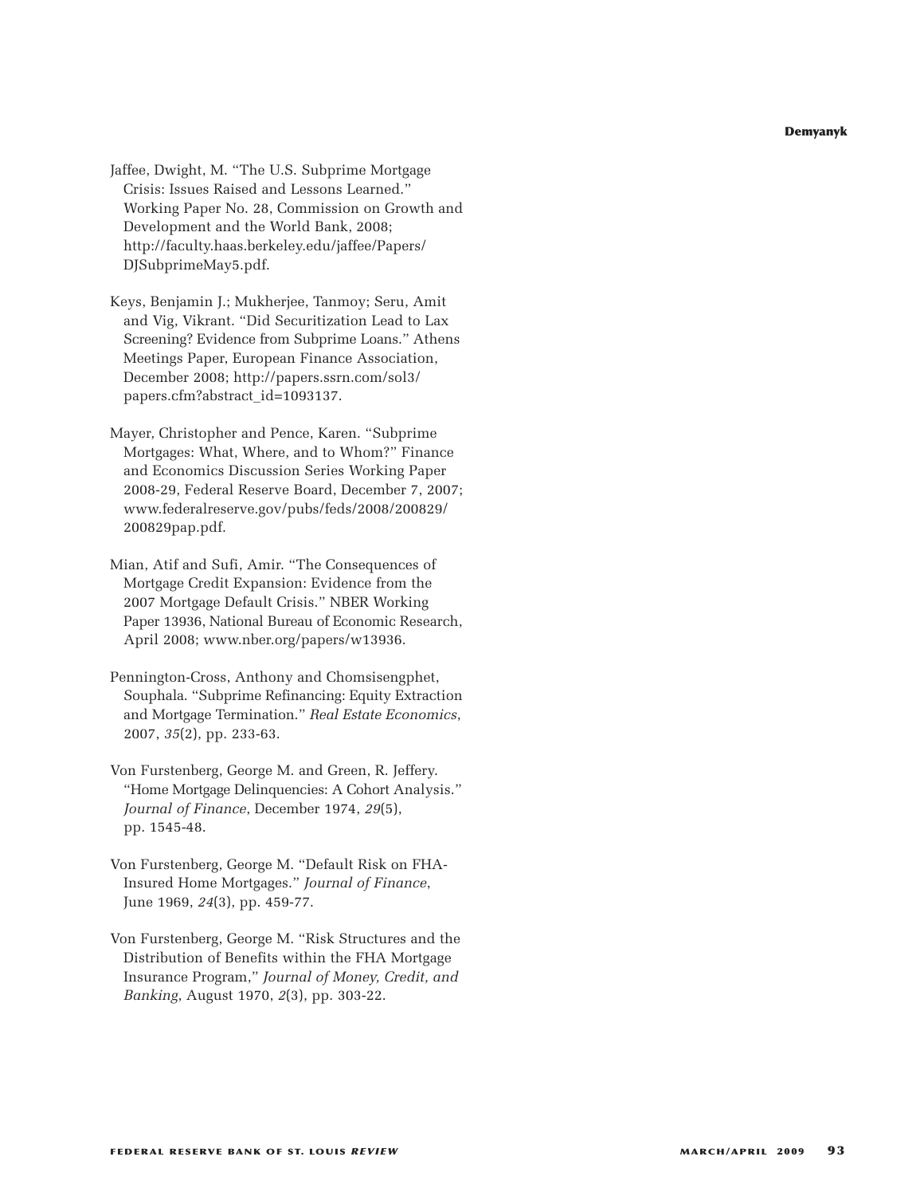Jaffee, Dwight, M. "The U.S. Subprime Mortgage Crisis: Issues Raised and Lessons Learned." Working Paper No. 28, Commission on Growth and Development and the World Bank, 2008; http://faculty.haas.berkeley.edu/jaffee/Papers/DJSubprimeMay5.pdf.

Keys, Benjamin J.; Mukherjee, Tanmoy; Seru, Amit and Vig, Vikrant. "Did Securitization Lead to Lax Screening? Evidence from Subprime Loans." Athens Meetings Paper, European Finance Association, December 2008; http://papers.ssrn.com/sol3/papers.cfm?abstract_id=1093137.

Mayer, Christopher and Pence, Karen. "Subprime Mortgages: What, Where, and to Whom?" Finance and Economics Discussion Series Working Paper 2008-29, Federal Reserve Board, December 7, 2007; www.federalreserve.gov/pubs/feds/2008/200829/200829pap.pdf.

Mian, Atif and Sufi, Amir. "The Consequences of Mortgage Credit Expansion: Evidence from the 2007 Mortgage Default Crisis." NBER Working Paper 13936, National Bureau of Economic Research, April 2008; www.nber.org/papers/w13936.

Pennington-Cross, Anthony and Chomsisengphet, Souphala. "Subprime Refinancing: Equity Extraction and Mortgage Termination." *Real Estate Economics*, 2007, *35*(2), pp. 233-63.

Von Furstenberg, George M. and Green, R. Jeffery. "Home Mortgage Delinquencies: A Cohort Analysis." *Journal of Finance*, December 1974, *29*(5), pp. 1545-48.

Von Furstenberg, George M. "Default Risk on FHA-Insured Home Mortgages." *Journal of Finance*, June 1969, *24*(3), pp. 459-77.

Von Furstenberg, George M. "Risk Structures and the Distribution of Benefits within the FHA Mortgage Insurance Program," *Journal of Money, Credit, and Banking*, August 1970, *2*(3), pp. 303-22.